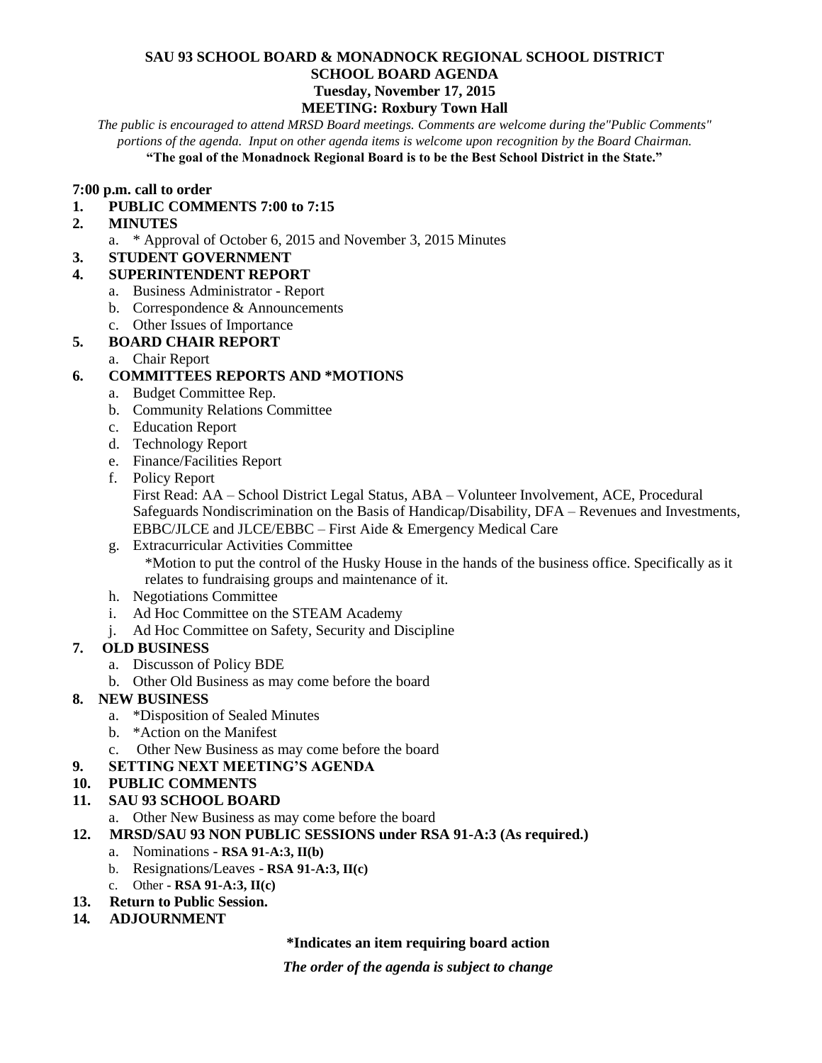# SAU 93 SCHOOL BOARD & MONADNOCK REGIONAL SCHOOL DISTRICT
## SCHOOL BOARD AGENDA
### Tuesday, November 17, 2015
### MEETING: Roxbury Town Hall

*The public is encouraged to attend MRSD Board meetings. Comments are welcome during the"Public Comments" portions of the agenda. Input on other agenda items is welcome upon recognition by the Board Chairman.*

**"The goal of the Monadnock Regional Board is to be the Best School District in the State."**

**7:00 p.m. call to order**

1. **PUBLIC COMMENTS 7:00 to 7:15**
2. **MINUTES**
   a. * Approval of October 6, 2015 and November 3, 2015 Minutes
3. **STUDENT GOVERNMENT**
4. **SUPERINTENDENT REPORT**
   a. Business Administrator - Report
   b. Correspondence & Announcements
   c. Other Issues of Importance
5. **BOARD CHAIR REPORT**
   a. Chair Report
6. **COMMITTEES REPORTS AND *MOTIONS**
   a. Budget Committee Rep.
   b. Community Relations Committee
   c. Education Report
   d. Technology Report
   e. Finance/Facilities Report
   f. Policy Report
      First Read: AA – School District Legal Status, ABA – Volunteer Involvement, ACE, Procedural Safeguards Nondiscrimination on the Basis of Handicap/Disability, DFA – Revenues and Investments, EBBC/JLCE and JLCE/EBBC – First Aide & Emergency Medical Care
   g. Extracurricular Activities Committee
      *Motion to put the control of the Husky House in the hands of the business office. Specifically as it relates to fundraising groups and maintenance of it.
   h. Negotiations Committee
   i. Ad Hoc Committee on the STEAM Academy
   j. Ad Hoc Committee on Safety, Security and Discipline
7. **OLD BUSINESS**
   a. Discusson of Policy BDE
   b. Other Old Business as may come before the board
8. **NEW BUSINESS**
   a. *Disposition of Sealed Minutes
   b. *Action on the Manifest
   c. Other New Business as may come before the board
9. **SETTING NEXT MEETING'S AGENDA**
10. **PUBLIC COMMENTS**
11. **SAU 93 SCHOOL BOARD**
    a. Other New Business as may come before the board
12. **MRSD/SAU 93 NON PUBLIC SESSIONS under RSA 91-A:3 (As required.)**
    a. Nominations - **RSA 91-A:3, II(b)**
    b. Resignations/Leaves - **RSA 91-A:3, II(c)**
    c. Other - **RSA 91-A:3, II(c)**
13. **Return to Public Session.**
14. **ADJOURNMENT**

**\*Indicates an item requiring board action**

***The order of the agenda is subject to change***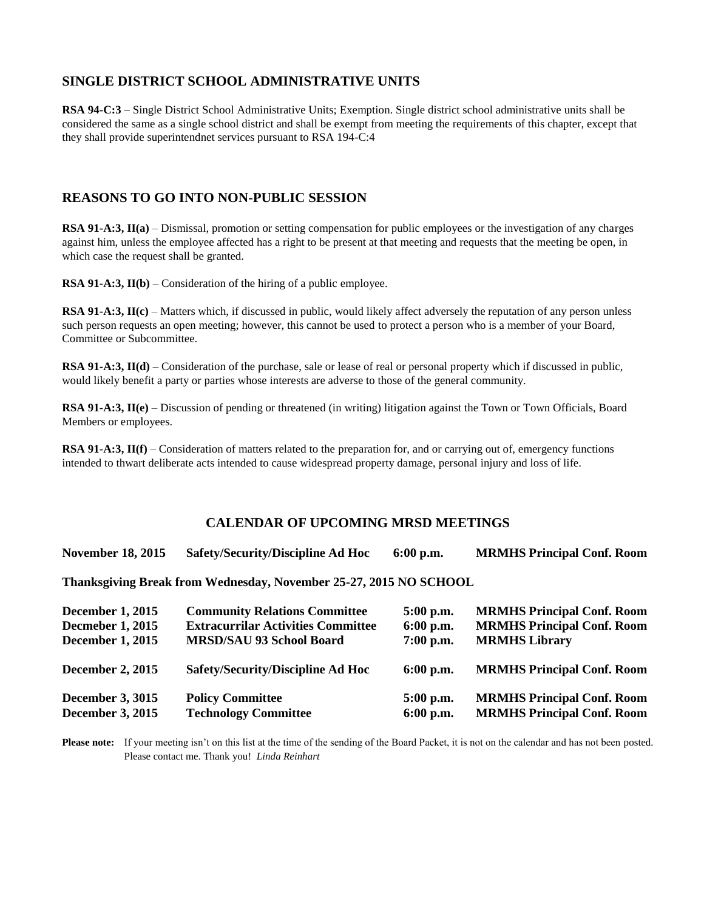## SINGLE DISTRICT SCHOOL ADMINISTRATIVE UNITS

**RSA 94-C:3** – Single District School Administrative Units; Exemption. Single district school administrative units shall be considered the same as a single school district and shall be exempt from meeting the requirements of this chapter, except that they shall provide superintendnet services pursuant to RSA 194-C:4

## REASONS TO GO INTO NON-PUBLIC SESSION

**RSA 91-A:3, II(a)** – Dismissal, promotion or setting compensation for public employees or the investigation of any charges against him, unless the employee affected has a right to be present at that meeting and requests that the meeting be open, in which case the request shall be granted.

**RSA 91-A:3, II(b)** – Consideration of the hiring of a public employee.

**RSA 91-A:3, II(c)** – Matters which, if discussed in public, would likely affect adversely the reputation of any person unless such person requests an open meeting; however, this cannot be used to protect a person who is a member of your Board, Committee or Subcommittee.

**RSA 91-A:3, II(d)** – Consideration of the purchase, sale or lease of real or personal property which if discussed in public, would likely benefit a party or parties whose interests are adverse to those of the general community.

**RSA 91-A:3, II(e)** – Discussion of pending or threatened (in writing) litigation against the Town or Town Officials, Board Members or employees.

**RSA 91-A:3, II(f)** – Consideration of matters related to the preparation for, and or carrying out of, emergency functions intended to thwart deliberate acts intended to cause widespread property damage, personal injury and loss of life.

## CALENDAR OF UPCOMING MRSD MEETINGS

| | | | |
|---|---|---|---|
| **November 18, 2015** | **Safety/Security/Discipline Ad Hoc** | **6:00 p.m.** | **MRMHS Principal Conf. Room** |
| **Thanksgiving Break from Wednesday, November 25-27, 2015 NO SCHOOL** | | | |
| **December 1, 2015** | **Community Relations Committee** | **5:00 p.m.** | **MRMHS Principal Conf. Room** |
| **Decmeber 1, 2015** | **Extracurrilar Activities Committee** | **6:00 p.m.** | **MRMHS Principal Conf. Room** |
| **December 1, 2015** | **MRSD/SAU 93 School Board** | **7:00 p.m.** | **MRMHS Library** |
| **December 2, 2015** | **Safety/Security/Discipline Ad Hoc** | **6:00 p.m.** | **MRMHS Principal Conf. Room** |
| **December 3, 3015** | **Policy Committee** | **5:00 p.m.** | **MRMHS Principal Conf. Room** |
| **December 3, 2015** | **Technology Committee** | **6:00 p.m.** | **MRMHS Principal Conf. Room** |

**Please note:** If your meeting isn't on this list at the time of the sending of the Board Packet, it is not on the calendar and has not been posted. Please contact me. Thank you! *Linda Reinhart*